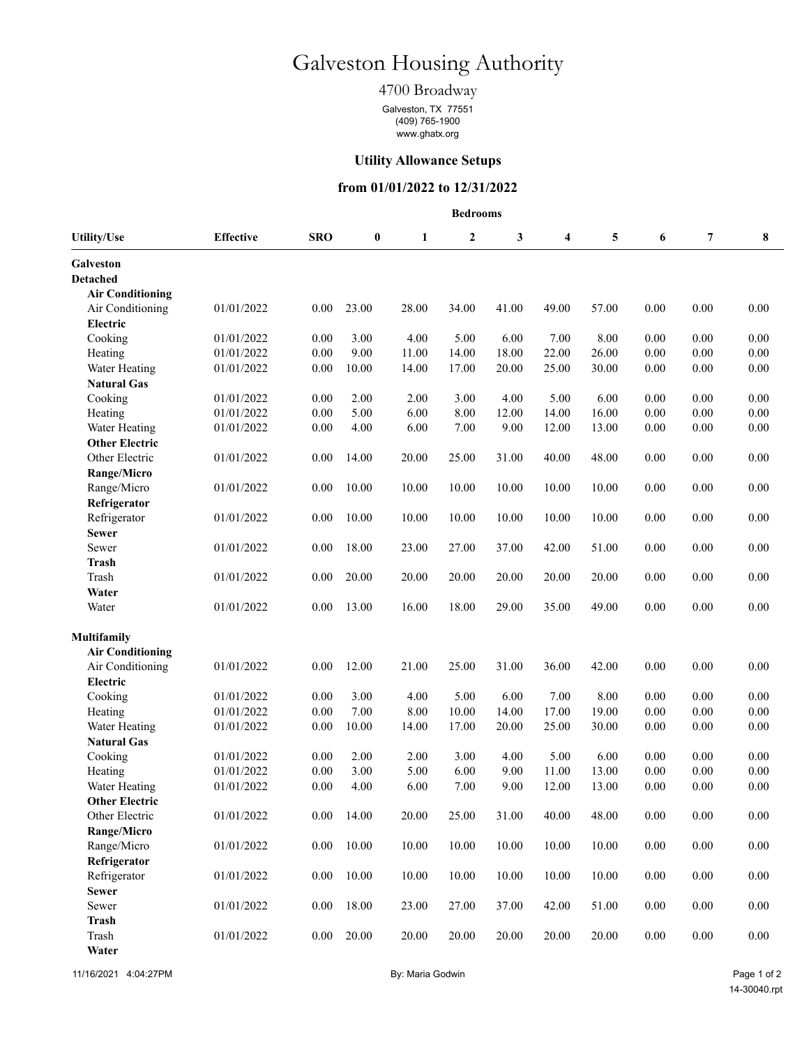# Galveston Housing Authority

## 4700 Broadway

Galveston, TX 77551
(409) 765-1900
www.ghatx.org

### Utility Allowance Setups

### from 01/01/2022 to 12/31/2022

| Utility/Use | Effective | SRO | 0 | 1 | 2 | 3 | 4 | 5 | 6 | 7 | 8 |
|---|---|---|---|---|---|---|---|---|---|---|---|
| | | | **Bedrooms** | | | | | | | | |
| **Galveston** | | | | | | | | | | | |
| **Detached** | | | | | | | | | | | |
| **Air Conditioning** | | | | | | | | | | | |
| Air Conditioning | 01/01/2022 | 0.00 | 23.00 | 28.00 | 34.00 | 41.00 | 49.00 | 57.00 | 0.00 | 0.00 | 0.00 |
| **Electric** | | | | | | | | | | | |
| Cooking | 01/01/2022 | 0.00 | 3.00 | 4.00 | 5.00 | 6.00 | 7.00 | 8.00 | 0.00 | 0.00 | 0.00 |
| Heating | 01/01/2022 | 0.00 | 9.00 | 11.00 | 14.00 | 18.00 | 22.00 | 26.00 | 0.00 | 0.00 | 0.00 |
| Water Heating | 01/01/2022 | 0.00 | 10.00 | 14.00 | 17.00 | 20.00 | 25.00 | 30.00 | 0.00 | 0.00 | 0.00 |
| **Natural Gas** | | | | | | | | | | | |
| Cooking | 01/01/2022 | 0.00 | 2.00 | 2.00 | 3.00 | 4.00 | 5.00 | 6.00 | 0.00 | 0.00 | 0.00 |
| Heating | 01/01/2022 | 0.00 | 5.00 | 6.00 | 8.00 | 12.00 | 14.00 | 16.00 | 0.00 | 0.00 | 0.00 |
| Water Heating | 01/01/2022 | 0.00 | 4.00 | 6.00 | 7.00 | 9.00 | 12.00 | 13.00 | 0.00 | 0.00 | 0.00 |
| **Other Electric** | | | | | | | | | | | |
| Other Electric | 01/01/2022 | 0.00 | 14.00 | 20.00 | 25.00 | 31.00 | 40.00 | 48.00 | 0.00 | 0.00 | 0.00 |
| **Range/Micro** | | | | | | | | | | | |
| Range/Micro | 01/01/2022 | 0.00 | 10.00 | 10.00 | 10.00 | 10.00 | 10.00 | 10.00 | 0.00 | 0.00 | 0.00 |
| **Refrigerator** | | | | | | | | | | | |
| Refrigerator | 01/01/2022 | 0.00 | 10.00 | 10.00 | 10.00 | 10.00 | 10.00 | 10.00 | 0.00 | 0.00 | 0.00 |
| **Sewer** | | | | | | | | | | | |
| Sewer | 01/01/2022 | 0.00 | 18.00 | 23.00 | 27.00 | 37.00 | 42.00 | 51.00 | 0.00 | 0.00 | 0.00 |
| **Trash** | | | | | | | | | | | |
| Trash | 01/01/2022 | 0.00 | 20.00 | 20.00 | 20.00 | 20.00 | 20.00 | 20.00 | 0.00 | 0.00 | 0.00 |
| **Water** | | | | | | | | | | | |
| Water | 01/01/2022 | 0.00 | 13.00 | 16.00 | 18.00 | 29.00 | 35.00 | 49.00 | 0.00 | 0.00 | 0.00 |
| **Multifamily** | | | | | | | | | | | |
| **Air Conditioning** | | | | | | | | | | | |
| Air Conditioning | 01/01/2022 | 0.00 | 12.00 | 21.00 | 25.00 | 31.00 | 36.00 | 42.00 | 0.00 | 0.00 | 0.00 |
| **Electric** | | | | | | | | | | | |
| Cooking | 01/01/2022 | 0.00 | 3.00 | 4.00 | 5.00 | 6.00 | 7.00 | 8.00 | 0.00 | 0.00 | 0.00 |
| Heating | 01/01/2022 | 0.00 | 7.00 | 8.00 | 10.00 | 14.00 | 17.00 | 19.00 | 0.00 | 0.00 | 0.00 |
| Water Heating | 01/01/2022 | 0.00 | 10.00 | 14.00 | 17.00 | 20.00 | 25.00 | 30.00 | 0.00 | 0.00 | 0.00 |
| **Natural Gas** | | | | | | | | | | | |
| Cooking | 01/01/2022 | 0.00 | 2.00 | 2.00 | 3.00 | 4.00 | 5.00 | 6.00 | 0.00 | 0.00 | 0.00 |
| Heating | 01/01/2022 | 0.00 | 3.00 | 5.00 | 6.00 | 9.00 | 11.00 | 13.00 | 0.00 | 0.00 | 0.00 |
| Water Heating | 01/01/2022 | 0.00 | 4.00 | 6.00 | 7.00 | 9.00 | 12.00 | 13.00 | 0.00 | 0.00 | 0.00 |
| **Other Electric** | | | | | | | | | | | |
| Other Electric | 01/01/2022 | 0.00 | 14.00 | 20.00 | 25.00 | 31.00 | 40.00 | 48.00 | 0.00 | 0.00 | 0.00 |
| **Range/Micro** | | | | | | | | | | | |
| Range/Micro | 01/01/2022 | 0.00 | 10.00 | 10.00 | 10.00 | 10.00 | 10.00 | 10.00 | 0.00 | 0.00 | 0.00 |
| **Refrigerator** | | | | | | | | | | | |
| Refrigerator | 01/01/2022 | 0.00 | 10.00 | 10.00 | 10.00 | 10.00 | 10.00 | 10.00 | 0.00 | 0.00 | 0.00 |
| **Sewer** | | | | | | | | | | | |
| Sewer | 01/01/2022 | 0.00 | 18.00 | 23.00 | 27.00 | 37.00 | 42.00 | 51.00 | 0.00 | 0.00 | 0.00 |
| **Trash** | | | | | | | | | | | |
| Trash | 01/01/2022 | 0.00 | 20.00 | 20.00 | 20.00 | 20.00 | 20.00 | 20.00 | 0.00 | 0.00 | 0.00 |
| **Water** | | | | | | | | | | | |

11/16/2021 4:04:27PM By: Maria Godwin 14-30040.rpt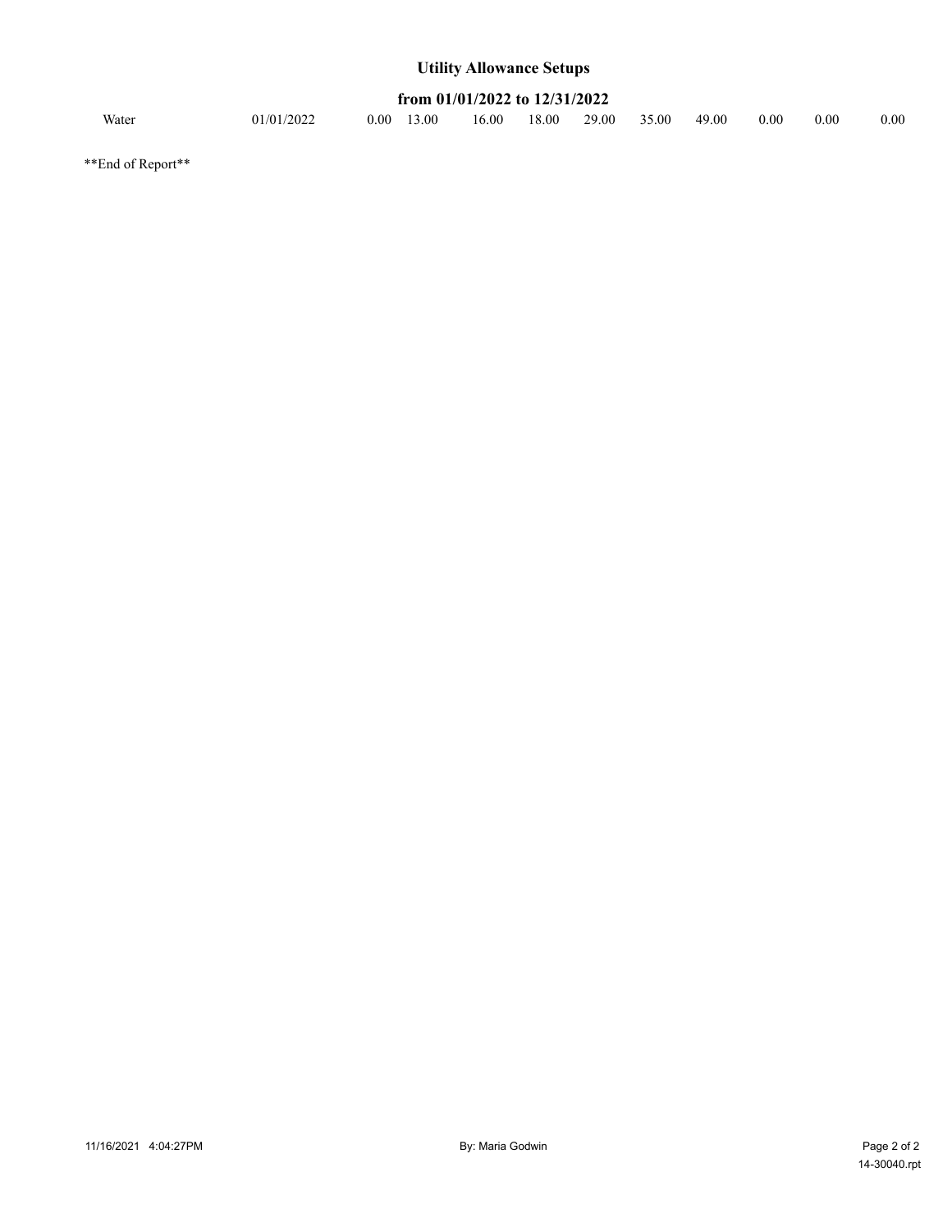# Utility Allowance Setups

## from 01/01/2022 to 12/31/2022

| | | | | | | | | | | | |
|---|---|---|---|---|---|---|---|---|---|---|---|
| Water | 01/01/2022 | 0.00 | 13.00 | 16.00 | 18.00 | 29.00 | 35.00 | 49.00 | 0.00 | 0.00 | 0.00 |

**End of Report**

11/16/2021 4:04:27PM

By: Maria Godwin

14-30040.rpt